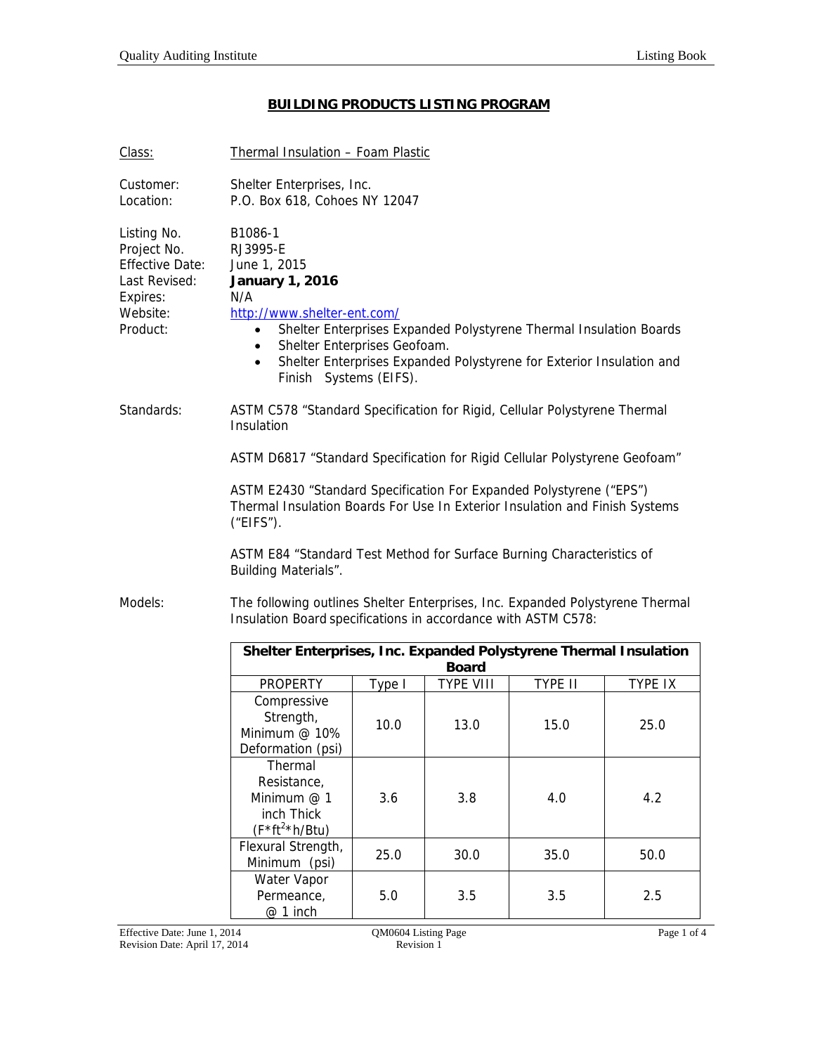# BUILDING PRODUCTS LISTING PROGRAM

Class: Thermal Insulation – Foam Plastic

Customer: Shelter Enterprises, Inc.
Location: P.O. Box 618, Cohoes NY 12047

Listing No. B1086-1
Project No. RJ3995-E
Effective Date: June 1, 2015
Last Revised: **January 1, 2016**
Expires: N/A
Website: http://www.shelter-ent.com/
Product:

- Shelter Enterprises Expanded Polystyrene Thermal Insulation Boards
- Shelter Enterprises Geofoam.
- Shelter Enterprises Expanded Polystyrene for Exterior Insulation and Finish Systems (EIFS).

Standards:

ASTM C578 "Standard Specification for Rigid, Cellular Polystyrene Thermal Insulation

ASTM D6817 "Standard Specification for Rigid Cellular Polystyrene Geofoam"

ASTM E2430 "Standard Specification For Expanded Polystyrene ("EPS") Thermal Insulation Boards For Use In Exterior Insulation and Finish Systems ("EIFS").

ASTM E84 "Standard Test Method for Surface Burning Characteristics of Building Materials".

Models: The following outlines Shelter Enterprises, Inc. Expanded Polystyrene Thermal Insulation Board specifications in accordance with ASTM C578:

| Shelter Enterprises, Inc. Expanded Polystyrene Thermal Insulation Board | | | | |
|---|---|---|---|---|
| PROPERTY | Type I | TYPE VIII | TYPE II | TYPE IX |
| Compressive Strength, Minimum @ 10% Deformation (psi) | 10.0 | 13.0 | 15.0 | 25.0 |
| Thermal Resistance, Minimum @ 1 inch Thick ($F*ft^2*h/Btu$) | 3.6 | 3.8 | 4.0 | 4.2 |
| Flexural Strength, Minimum (psi) | 25.0 | 30.0 | 35.0 | 50.0 |
| Water Vapor Permeance, @ 1 inch | 5.0 | 3.5 | 3.5 | 2.5 |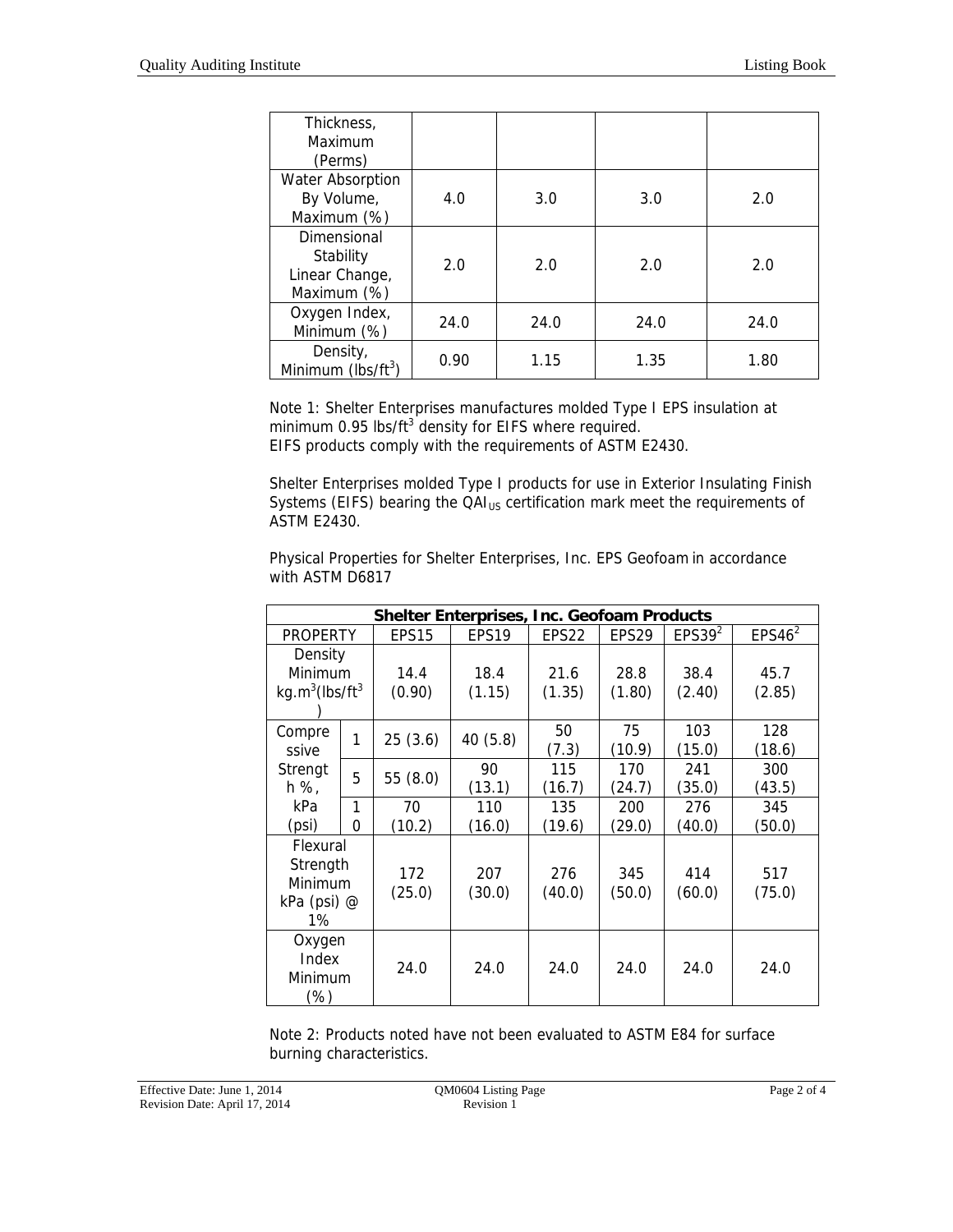| Thickness, Maximum (Perms) | | | | |
|---|---|---|---|---|
| Water Absorption By Volume, Maximum (%) | 4.0 | 3.0 | 3.0 | 2.0 |
| Dimensional Stability Linear Change, Maximum (%) | 2.0 | 2.0 | 2.0 | 2.0 |
| Oxygen Index, Minimum (%) | 24.0 | 24.0 | 24.0 | 24.0 |
| Density, Minimum ($lbs/ft^3$) | 0.90 | 1.15 | 1.35 | 1.80 |

Note 1: Shelter Enterprises manufactures molded Type I EPS insulation at minimum 0.95 $lbs/ft^3$ density for EIFS where required.
EIFS products comply with the requirements of ASTM E2430.

Shelter Enterprises molded Type I products for use in Exterior Insulating Finish Systems (EIFS) bearing the $QAI_{US}$ certification mark meet the requirements of ASTM E2430.

Physical Properties for Shelter Enterprises, Inc. EPS Geofoam in accordance with ASTM D6817

| **Shelter Enterprises, Inc. Geofoam Products** | | | | | | | |
|---|---|---|---|---|---|---|---|
| PROPERTY | | EPS15 | EPS19 | EPS22 | EPS29 | EPS39[2] | EPS46[2] |
| Density Minimum $kg.m^3$($lbs/ft^3$) | | 14.4 (0.90) | 18.4 (1.15) | 21.6 (1.35) | 28.8 (1.80) | 38.4 (2.40) | 45.7 (2.85) |
| Compressive Strength %, kPa (psi) | 1 | 25 (3.6) | 40 (5.8) | 50 (7.3) | 75 (10.9) | 103 (15.0) | 128 (18.6) |
| | 5 | 55 (8.0) | 90 (13.1) | 115 (16.7) | 170 (24.7) | 241 (35.0) | 300 (43.5) |
| | 10 | 70 (10.2) | 110 (16.0) | 135 (19.6) | 200 (29.0) | 276 (40.0) | 345 (50.0) |
| Flexural Strength Minimum kPa (psi) @ 1% | | 172 (25.0) | 207 (30.0) | 276 (40.0) | 345 (50.0) | 414 (60.0) | 517 (75.0) |
| Oxygen Index Minimum (%) | | 24.0 | 24.0 | 24.0 | 24.0 | 24.0 | 24.0 |

Note 2: Products noted have not been evaluated to ASTM E84 for surface burning characteristics.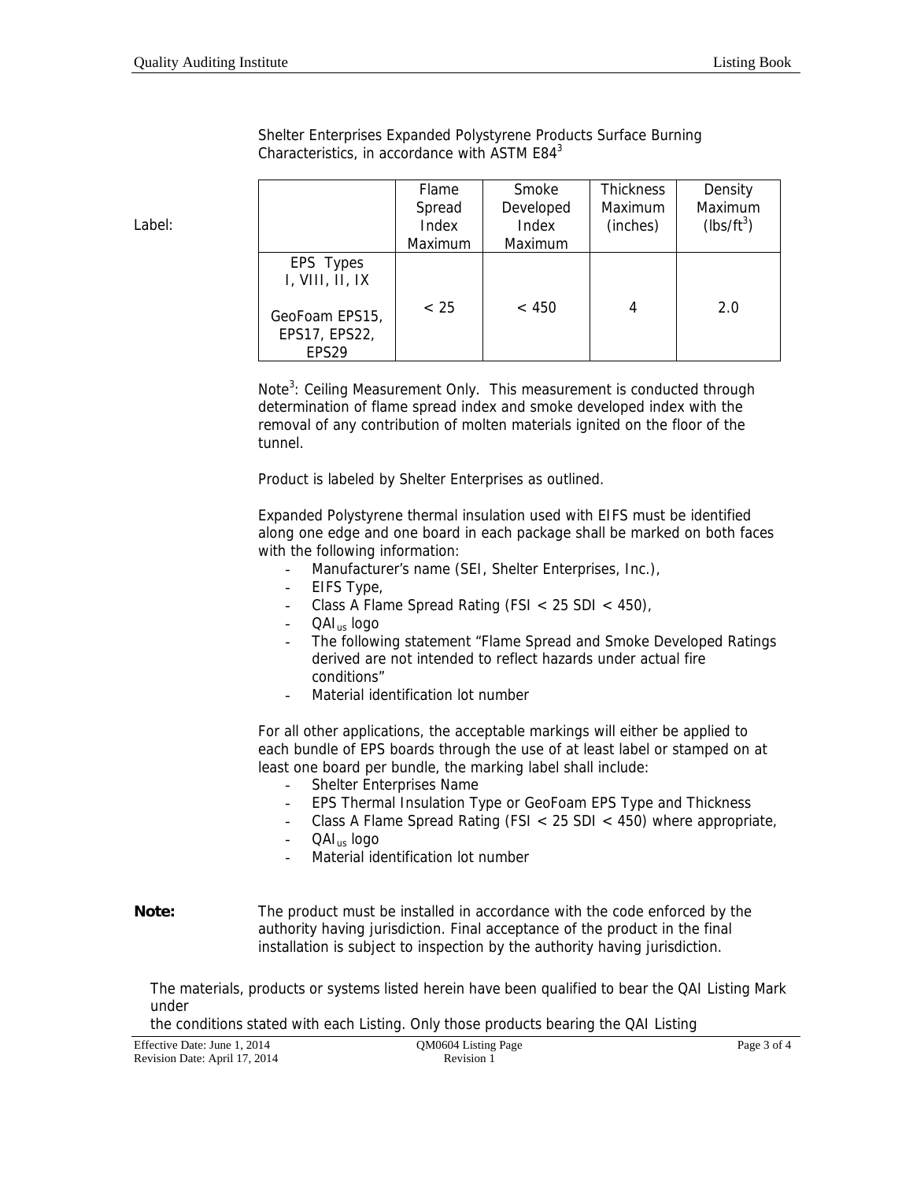Label:

Shelter Enterprises Expanded Polystyrene Products Surface Burning Characteristics, in accordance with ASTM E84[3]

| | Flame Spread Index Maximum | Smoke Developed Index Maximum | Thickness Maximum (inches) | Density Maximum ($lbs/ft^3$) |
|---|---|---|---|---|
| EPS Types I, VIII, II, IX<br><br>GeoFoam EPS15, EPS17, EPS22, EPS29 | < 25 | < 450 | 4 | 2.0 |

Note[3]: Ceiling Measurement Only. This measurement is conducted through determination of flame spread index and smoke developed index with the removal of any contribution of molten materials ignited on the floor of the tunnel.

Product is labeled by Shelter Enterprises as outlined.

Expanded Polystyrene thermal insulation used with EIFS must be identified along one edge and one board in each package shall be marked on both faces with the following information:

- Manufacturer's name (SEI, Shelter Enterprises, Inc.),
- EIFS Type,
- Class A Flame Spread Rating (FSI < 25 SDI < 450),
- $QAI_{us}$ logo
- The following statement "Flame Spread and Smoke Developed Ratings derived are not intended to reflect hazards under actual fire conditions"
- Material identification lot number

For all other applications, the acceptable markings will either be applied to each bundle of EPS boards through the use of at least label or stamped on at least one board per bundle, the marking label shall include:

- Shelter Enterprises Name
- EPS Thermal Insulation Type or GeoFoam EPS Type and Thickness
- Class A Flame Spread Rating (FSI < 25 SDI < 450) where appropriate,
- $QAI_{us}$ logo
- Material identification lot number

**Note:** The product must be installed in accordance with the code enforced by the authority having jurisdiction. Final acceptance of the product in the final installation is subject to inspection by the authority having jurisdiction.

The materials, products or systems listed herein have been qualified to bear the QAI Listing Mark under
the conditions stated with each Listing. Only those products bearing the QAI Listing

Effective Date: June 1, 2014
Revision Date: April 17, 2014

QM0604 Listing Page
Revision 1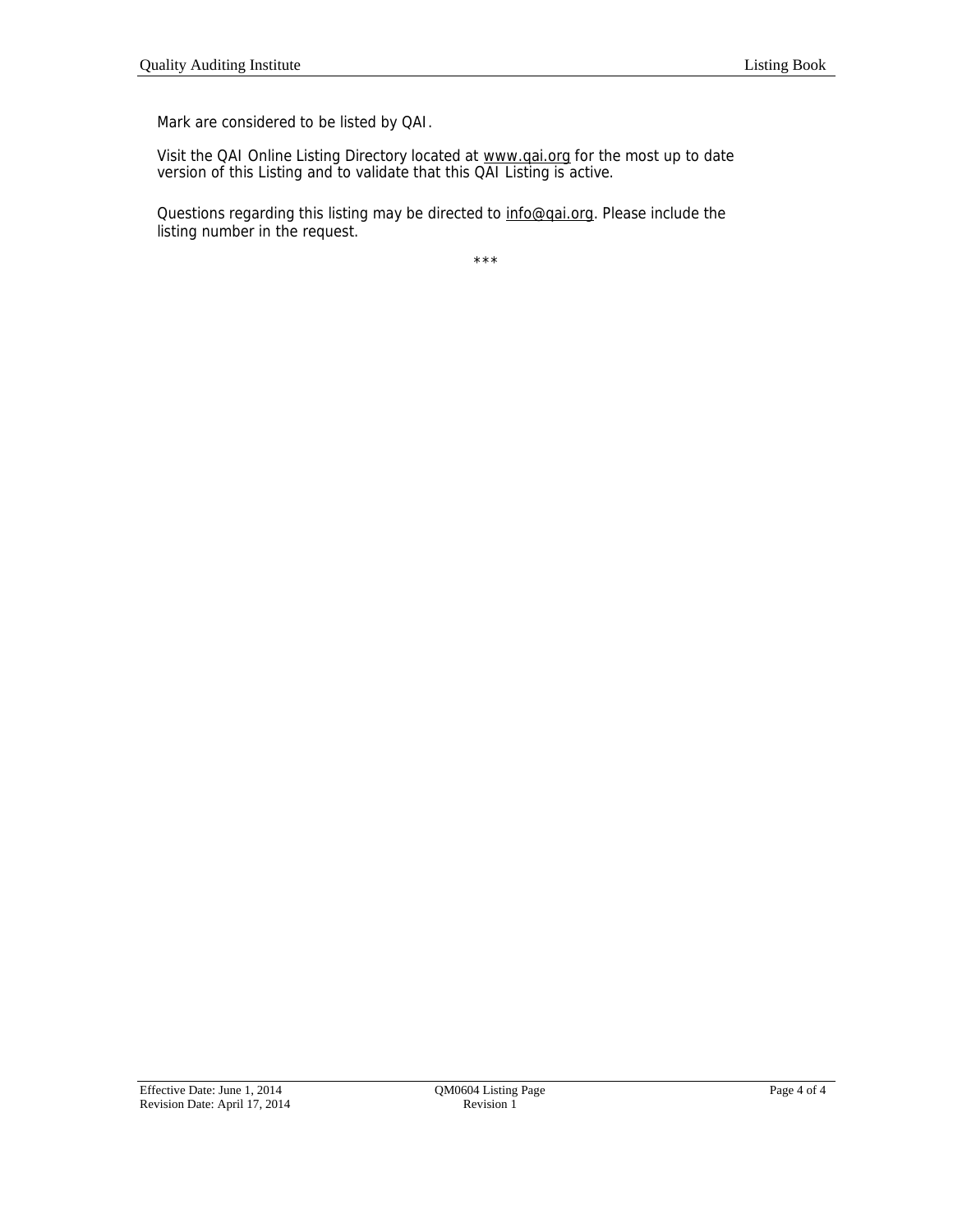Mark are considered to be listed by QAI.

Visit the QAI Online Listing Directory located at www.qai.org for the most up to date version of this Listing and to validate that this QAI Listing is active.

Questions regarding this listing may be directed to info@qai.org. Please include the listing number in the request.

***